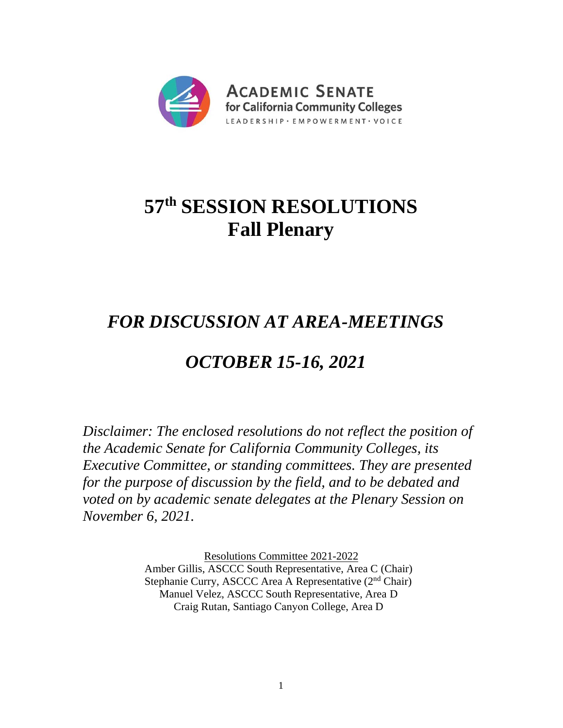**ACADEMIC SENATE**
**for California Community Colleges**
LEADERSHIP · EMPOWERMENT · VOICE

# 57th SESSION RESOLUTIONS Fall Plenary

## *FOR DISCUSSION AT AREA-MEETINGS*

## *OCTOBER 15-16, 2021*

*Disclaimer: The enclosed resolutions do not reflect the position of the Academic Senate for California Community Colleges, its Executive Committee, or standing committees. They are presented for the purpose of discussion by the field, and to be debated and voted on by academic senate delegates at the Plenary Session on November 6, 2021.*

Resolutions Committee 2021-2022
Amber Gillis, ASCCC South Representative, Area C (Chair)
Stephanie Curry, ASCCC Area A Representative (2nd Chair)
Manuel Velez, ASCCC South Representative, Area D
Craig Rutan, Santiago Canyon College, Area D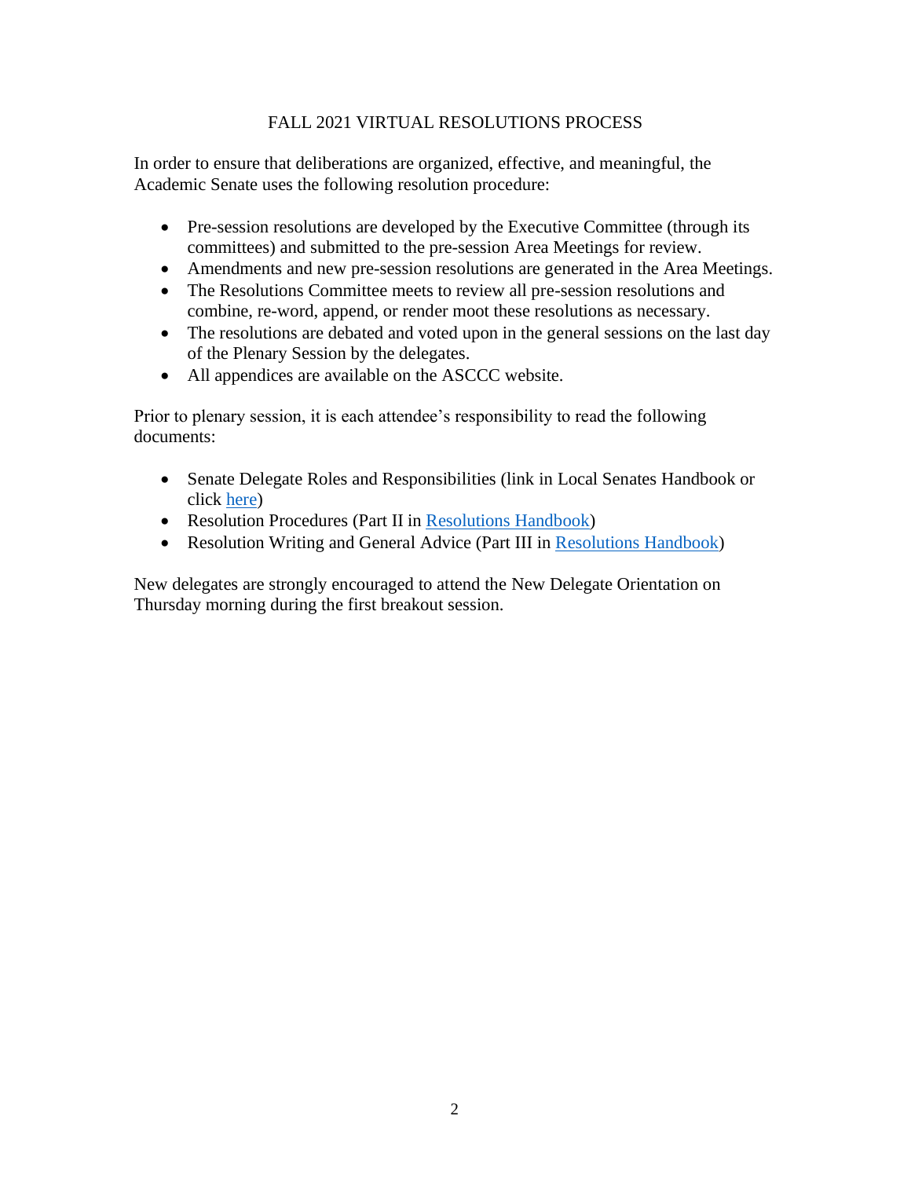# FALL 2021 VIRTUAL RESOLUTIONS PROCESS

In order to ensure that deliberations are organized, effective, and meaningful, the Academic Senate uses the following resolution procedure:

- Pre-session resolutions are developed by the Executive Committee (through its committees) and submitted to the pre-session Area Meetings for review.
- Amendments and new pre-session resolutions are generated in the Area Meetings.
- The Resolutions Committee meets to review all pre-session resolutions and combine, re-word, append, or render moot these resolutions as necessary.
- The resolutions are debated and voted upon in the general sessions on the last day of the Plenary Session by the delegates.
- All appendices are available on the ASCCC website.

Prior to plenary session, it is each attendee's responsibility to read the following documents:

- Senate Delegate Roles and Responsibilities (link in Local Senates Handbook or click here)
- Resolution Procedures (Part II in Resolutions Handbook)
- Resolution Writing and General Advice (Part III in Resolutions Handbook)

New delegates are strongly encouraged to attend the New Delegate Orientation on Thursday morning during the first breakout session.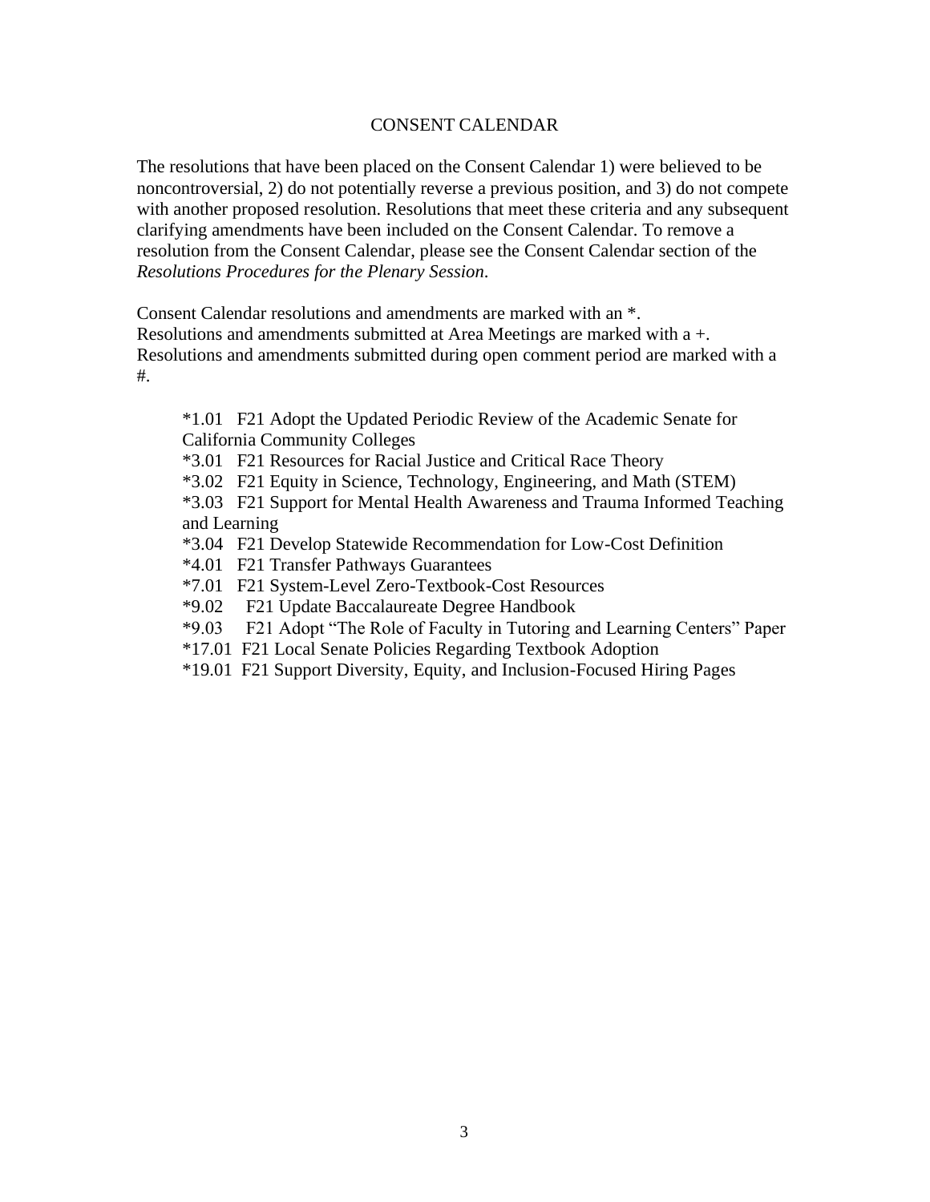## CONSENT CALENDAR

The resolutions that have been placed on the Consent Calendar 1) were believed to be noncontroversial, 2) do not potentially reverse a previous position, and 3) do not compete with another proposed resolution. Resolutions that meet these criteria and any subsequent clarifying amendments have been included on the Consent Calendar. To remove a resolution from the Consent Calendar, please see the Consent Calendar section of the *Resolutions Procedures for the Plenary Session*.

Consent Calendar resolutions and amendments are marked with an *.
Resolutions and amendments submitted at Area Meetings are marked with a +.
Resolutions and amendments submitted during open comment period are marked with a #.

*1.01 F21 Adopt the Updated Periodic Review of the Academic Senate for California Community Colleges
*3.01 F21 Resources for Racial Justice and Critical Race Theory
*3.02 F21 Equity in Science, Technology, Engineering, and Math (STEM)
*3.03 F21 Support for Mental Health Awareness and Trauma Informed Teaching and Learning
*3.04 F21 Develop Statewide Recommendation for Low-Cost Definition
*4.01 F21 Transfer Pathways Guarantees
*7.01 F21 System-Level Zero-Textbook-Cost Resources
*9.02 F21 Update Baccalaureate Degree Handbook
*9.03 F21 Adopt "The Role of Faculty in Tutoring and Learning Centers" Paper
*17.01 F21 Local Senate Policies Regarding Textbook Adoption
*19.01 F21 Support Diversity, Equity, and Inclusion-Focused Hiring Pages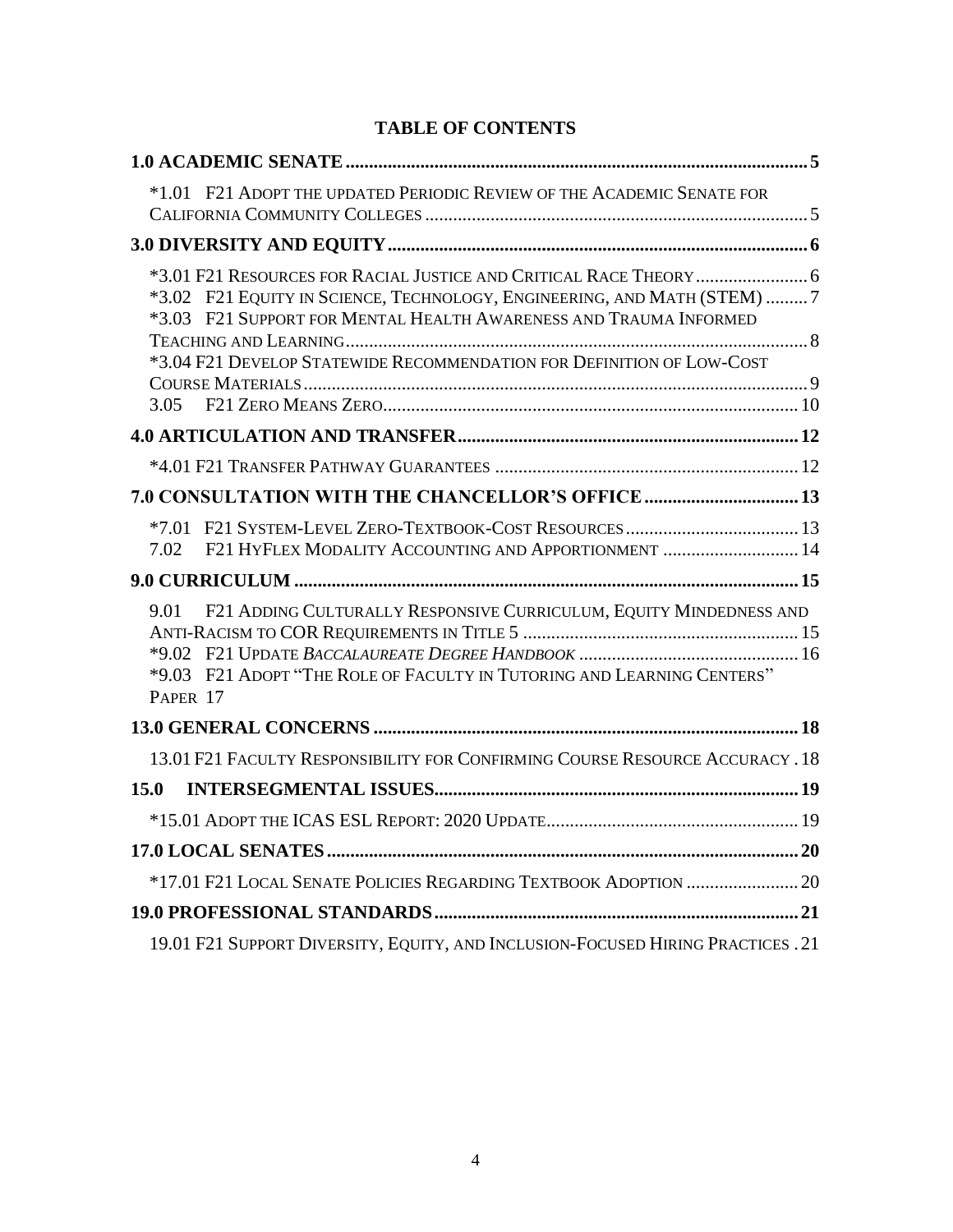**TABLE OF CONTENTS**

**1.0 ACADEMIC SENATE** .......... 5

*1.01 F21 Adopt the updated Periodic Review of the Academic Senate for California Community Colleges .......... 5

**3.0 DIVERSITY AND EQUITY** .......... 6

*3.01 F21 Resources for Racial Justice and Critical Race Theory .......... 6
*3.02 F21 Equity in Science, Technology, Engineering, and Math (STEM) .......... 7
*3.03 F21 Support for Mental Health Awareness and Trauma Informed Teaching and Learning .......... 8
*3.04 F21 Develop Statewide Recommendation for Definition of Low-Cost Course Materials .......... 9
3.05 F21 Zero Means Zero .......... 10

**4.0 ARTICULATION AND TRANSFER** .......... 12

*4.01 F21 Transfer Pathway Guarantees .......... 12

**7.0 CONSULTATION WITH THE CHANCELLOR'S OFFICE** .......... 13

*7.01 F21 System-Level Zero-Textbook-Cost Resources .......... 13
7.02 F21 HyFlex Modality Accounting and Apportionment .......... 14

**9.0 CURRICULUM** .......... 15

9.01 F21 Adding Culturally Responsive Curriculum, Equity Mindedness and Anti-Racism to COR Requirements in Title 5 .......... 15
*9.02 F21 Update *Baccalaureate Degree Handbook* .......... 16
*9.03 F21 Adopt "The Role of Faculty in Tutoring and Learning Centers" Paper 17

**13.0 GENERAL CONCERNS** .......... 18

13.01 F21 Faculty Responsibility for Confirming Course Resource Accuracy .......... 18

**15.0 INTERSEGMENTAL ISSUES** .......... 19

*15.01 Adopt the ICAS ESL Report: 2020 Update .......... 19

**17.0 LOCAL SENATES** .......... 20

*17.01 F21 Local Senate Policies Regarding Textbook Adoption .......... 20

**19.0 PROFESSIONAL STANDARDS** .......... 21

19.01 F21 Support Diversity, Equity, and Inclusion-Focused Hiring Practices .......... 21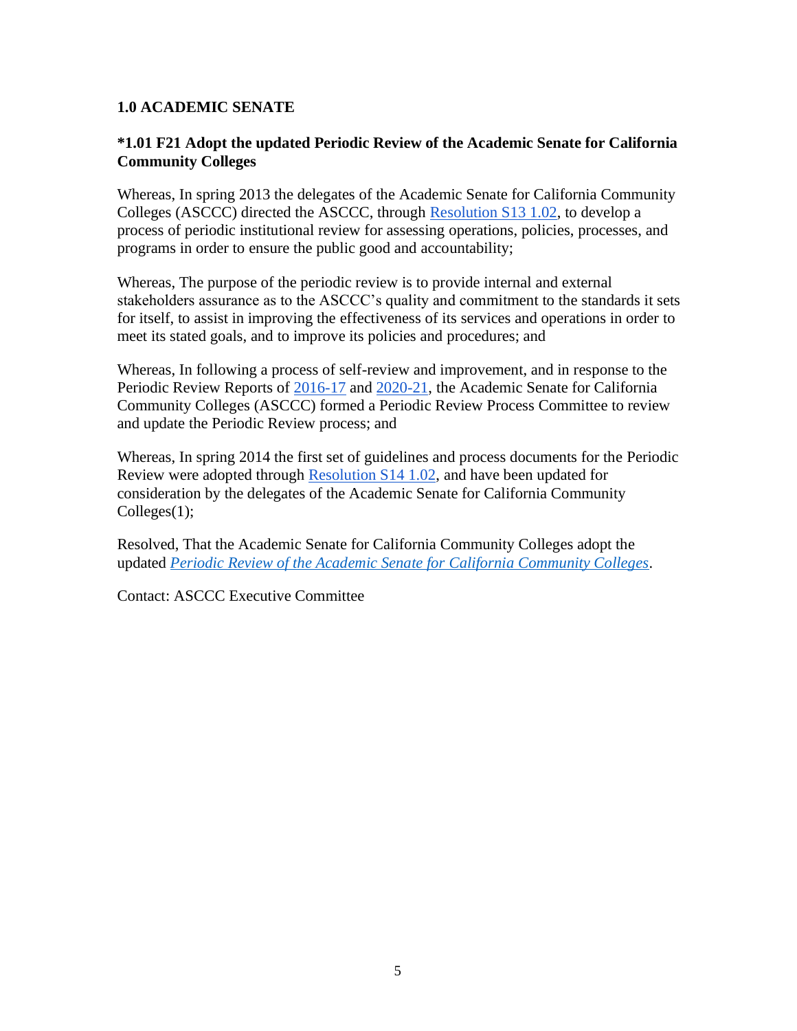## 1.0 ACADEMIC SENATE

### *1.01 F21 Adopt the updated Periodic Review of the Academic Senate for California Community Colleges

Whereas, In spring 2013 the delegates of the Academic Senate for California Community Colleges (ASCCC) directed the ASCCC, through Resolution S13 1.02, to develop a process of periodic institutional review for assessing operations, policies, processes, and programs in order to ensure the public good and accountability;

Whereas, The purpose of the periodic review is to provide internal and external stakeholders assurance as to the ASCCC's quality and commitment to the standards it sets for itself, to assist in improving the effectiveness of its services and operations in order to meet its stated goals, and to improve its policies and procedures; and

Whereas, In following a process of self-review and improvement, and in response to the Periodic Review Reports of 2016-17 and 2020-21, the Academic Senate for California Community Colleges (ASCCC) formed a Periodic Review Process Committee to review and update the Periodic Review process; and

Whereas, In spring 2014 the first set of guidelines and process documents for the Periodic Review were adopted through Resolution S14 1.02, and have been updated for consideration by the delegates of the Academic Senate for California Community Colleges(1);

Resolved, That the Academic Senate for California Community Colleges adopt the updated *Periodic Review of the Academic Senate for California Community Colleges*.

Contact: ASCCC Executive Committee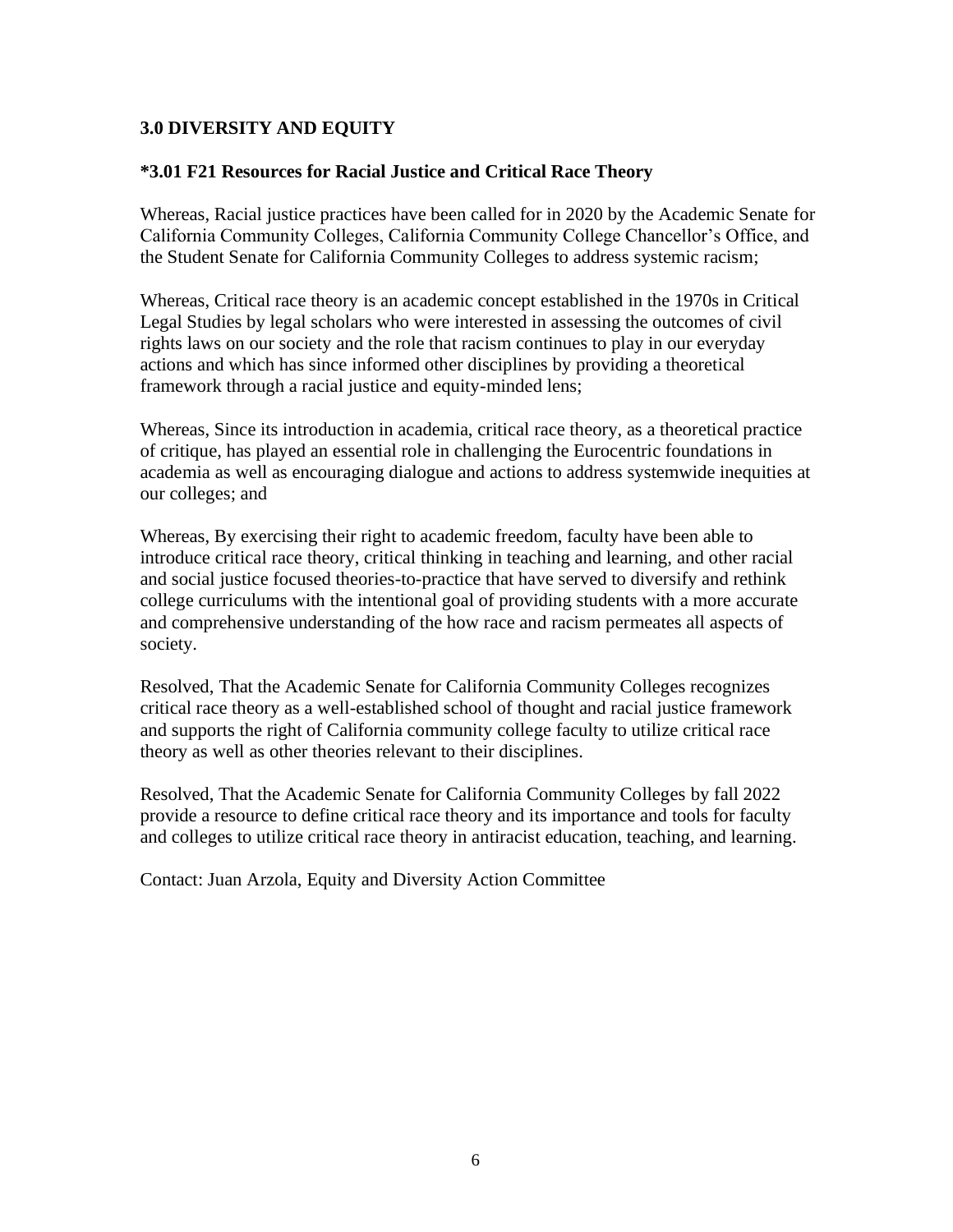### 3.0 DIVERSITY AND EQUITY

#### *3.01 F21 Resources for Racial Justice and Critical Race Theory

Whereas, Racial justice practices have been called for in 2020 by the Academic Senate for California Community Colleges, California Community College Chancellor's Office, and the Student Senate for California Community Colleges to address systemic racism;

Whereas, Critical race theory is an academic concept established in the 1970s in Critical Legal Studies by legal scholars who were interested in assessing the outcomes of civil rights laws on our society and the role that racism continues to play in our everyday actions and which has since informed other disciplines by providing a theoretical framework through a racial justice and equity-minded lens;

Whereas, Since its introduction in academia, critical race theory, as a theoretical practice of critique, has played an essential role in challenging the Eurocentric foundations in academia as well as encouraging dialogue and actions to address systemwide inequities at our colleges; and

Whereas, By exercising their right to academic freedom, faculty have been able to introduce critical race theory, critical thinking in teaching and learning, and other racial and social justice focused theories-to-practice that have served to diversify and rethink college curriculums with the intentional goal of providing students with a more accurate and comprehensive understanding of the how race and racism permeates all aspects of society.

Resolved, That the Academic Senate for California Community Colleges recognizes critical race theory as a well-established school of thought and racial justice framework and supports the right of California community college faculty to utilize critical race theory as well as other theories relevant to their disciplines.

Resolved, That the Academic Senate for California Community Colleges by fall 2022 provide a resource to define critical race theory and its importance and tools for faculty and colleges to utilize critical race theory in antiracist education, teaching, and learning.

Contact: Juan Arzola, Equity and Diversity Action Committee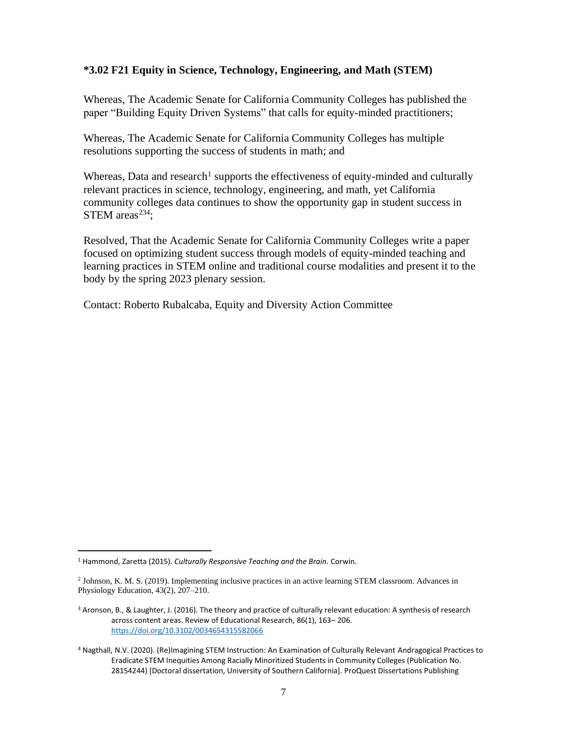### *3.02 F21 Equity in Science, Technology, Engineering, and Math (STEM)

Whereas, The Academic Senate for California Community Colleges has published the paper "Building Equity Driven Systems" that calls for equity-minded practitioners;

Whereas, The Academic Senate for California Community Colleges has multiple resolutions supporting the success of students in math; and

Whereas, Data and research[1] supports the effectiveness of equity-minded and culturally relevant practices in science, technology, engineering, and math, yet California community colleges data continues to show the opportunity gap in student success in STEM areas[2,3,4];

Resolved, That the Academic Senate for California Community Colleges write a paper focused on optimizing student success through models of equity-minded teaching and learning practices in STEM online and traditional course modalities and present it to the body by the spring 2023 plenary session.

Contact: Roberto Rubalcaba, Equity and Diversity Action Committee

---

[1] Hammond, Zaretta (2015). *Culturally Responsive Teaching and the Brain.* Corwin.

[2] Johnson, K. M. S. (2019). Implementing inclusive practices in an active learning STEM classroom. Advances in Physiology Education, 43(2), 207–210.

[3] Aronson, B., & Laughter, J. (2016). The theory and practice of culturally relevant education: A synthesis of research across content areas. Review of Educational Research, 86(1), 163– 206. https://doi.org/10.3102/0034654315582066

[4] Nagthall, N.V. (2020). (Re)Imagining STEM Instruction: An Examination of Culturally Relevant Andragogical Practices to Eradicate STEM Inequities Among Racially Minoritized Students in Community Colleges (Publication No. 28154244) [Doctoral dissertation, University of Southern California]. ProQuest Dissertations Publishing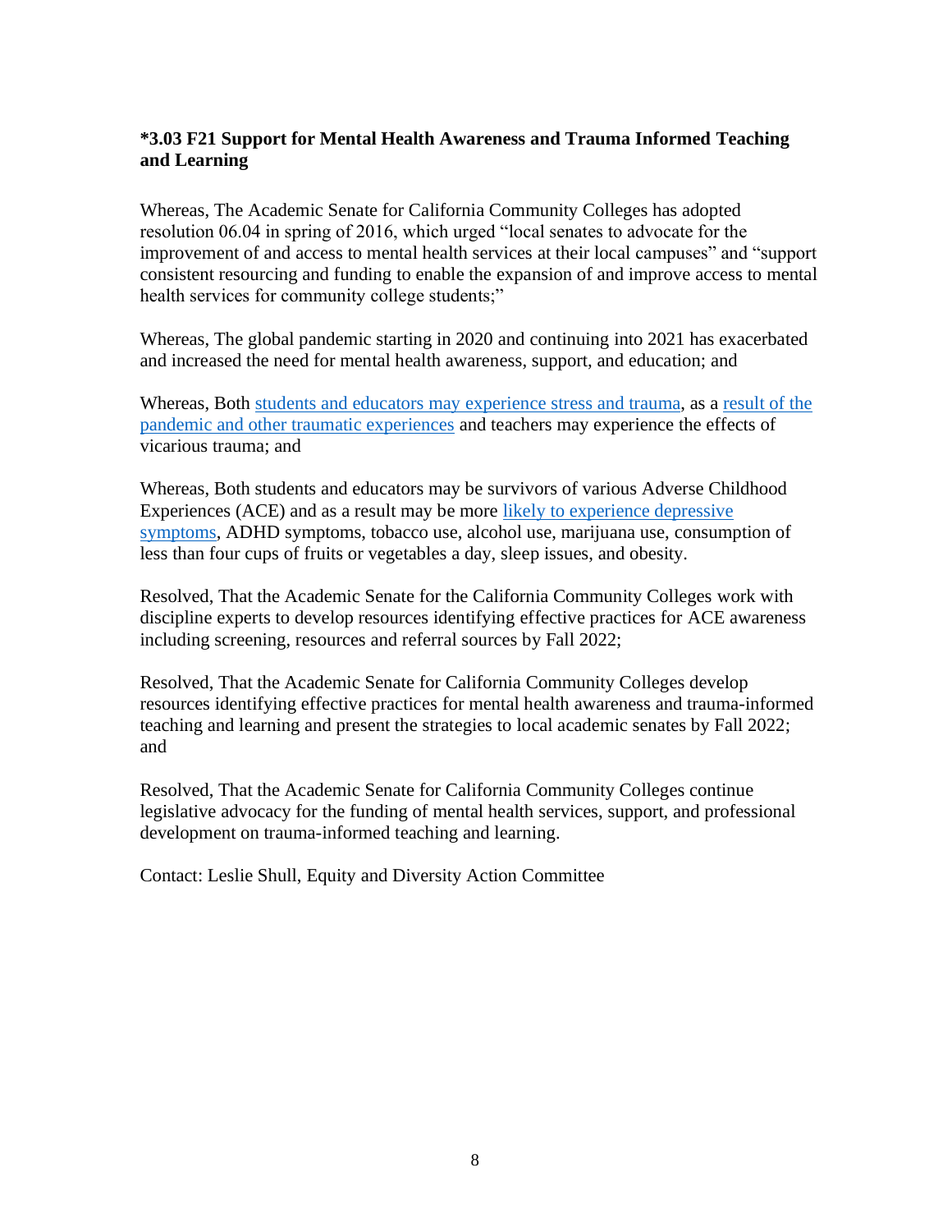### *3.03 F21 Support for Mental Health Awareness and Trauma Informed Teaching and Learning

Whereas, The Academic Senate for California Community Colleges has adopted resolution 06.04 in spring of 2016, which urged "local senates to advocate for the improvement of and access to mental health services at their local campuses" and "support consistent resourcing and funding to enable the expansion of and improve access to mental health services for community college students;"

Whereas, The global pandemic starting in 2020 and continuing into 2021 has exacerbated and increased the need for mental health awareness, support, and education; and

Whereas, Both students and educators may experience stress and trauma, as a result of the pandemic and other traumatic experiences and teachers may experience the effects of vicarious trauma; and

Whereas, Both students and educators may be survivors of various Adverse Childhood Experiences (ACE) and as a result may be more likely to experience depressive symptoms, ADHD symptoms, tobacco use, alcohol use, marijuana use, consumption of less than four cups of fruits or vegetables a day, sleep issues, and obesity.

Resolved, That the Academic Senate for the California Community Colleges work with discipline experts to develop resources identifying effective practices for ACE awareness including screening, resources and referral sources by Fall 2022;

Resolved, That the Academic Senate for California Community Colleges develop resources identifying effective practices for mental health awareness and trauma-informed teaching and learning and present the strategies to local academic senates by Fall 2022; and

Resolved, That the Academic Senate for California Community Colleges continue legislative advocacy for the funding of mental health services, support, and professional development on trauma-informed teaching and learning.

Contact: Leslie Shull, Equity and Diversity Action Committee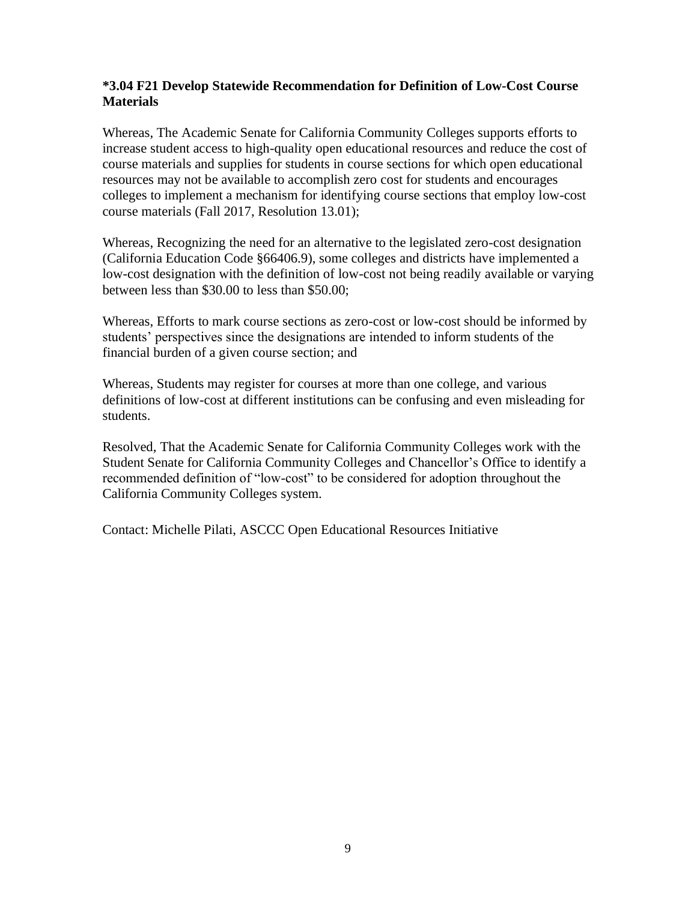**\*3.04 F21 Develop Statewide Recommendation for Definition of Low-Cost Course Materials**

Whereas, The Academic Senate for California Community Colleges supports efforts to increase student access to high-quality open educational resources and reduce the cost of course materials and supplies for students in course sections for which open educational resources may not be available to accomplish zero cost for students and encourages colleges to implement a mechanism for identifying course sections that employ low-cost course materials (Fall 2017, Resolution 13.01);

Whereas, Recognizing the need for an alternative to the legislated zero-cost designation (California Education Code §66406.9), some colleges and districts have implemented a low-cost designation with the definition of low-cost not being readily available or varying between less than $30.00 to less than $50.00;

Whereas, Efforts to mark course sections as zero-cost or low-cost should be informed by students' perspectives since the designations are intended to inform students of the financial burden of a given course section; and

Whereas, Students may register for courses at more than one college, and various definitions of low-cost at different institutions can be confusing and even misleading for students.

Resolved, That the Academic Senate for California Community Colleges work with the Student Senate for California Community Colleges and Chancellor's Office to identify a recommended definition of "low-cost" to be considered for adoption throughout the California Community Colleges system.

Contact: Michelle Pilati, ASCCC Open Educational Resources Initiative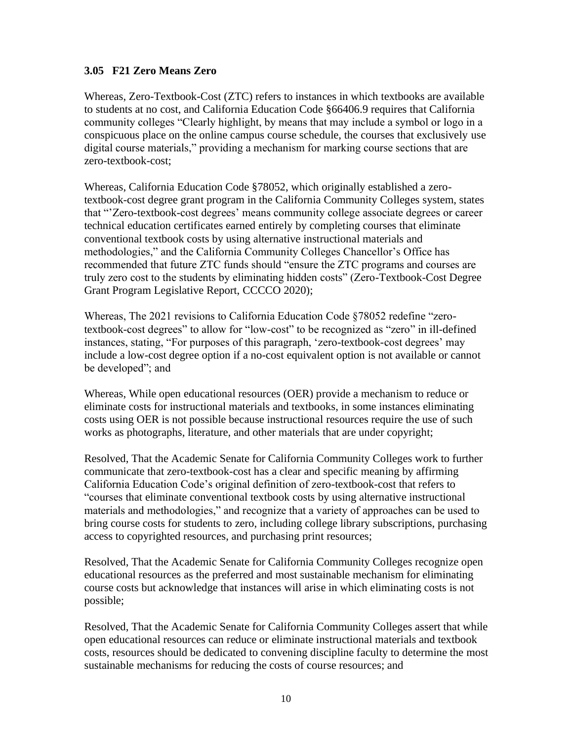### 3.05 F21 Zero Means Zero

Whereas, Zero-Textbook-Cost (ZTC) refers to instances in which textbooks are available to students at no cost, and California Education Code §66406.9 requires that California community colleges "Clearly highlight, by means that may include a symbol or logo in a conspicuous place on the online campus course schedule, the courses that exclusively use digital course materials," providing a mechanism for marking course sections that are zero-textbook-cost;

Whereas, California Education Code §78052, which originally established a zero-textbook-cost degree grant program in the California Community Colleges system, states that "'Zero-textbook-cost degrees' means community college associate degrees or career technical education certificates earned entirely by completing courses that eliminate conventional textbook costs by using alternative instructional materials and methodologies," and the California Community Colleges Chancellor's Office has recommended that future ZTC funds should "ensure the ZTC programs and courses are truly zero cost to the students by eliminating hidden costs" (Zero-Textbook-Cost Degree Grant Program Legislative Report, CCCCO 2020);

Whereas, The 2021 revisions to California Education Code §78052 redefine "zero-textbook-cost degrees" to allow for "low-cost" to be recognized as "zero" in ill-defined instances, stating, "For purposes of this paragraph, 'zero-textbook-cost degrees' may include a low-cost degree option if a no-cost equivalent option is not available or cannot be developed"; and

Whereas, While open educational resources (OER) provide a mechanism to reduce or eliminate costs for instructional materials and textbooks, in some instances eliminating costs using OER is not possible because instructional resources require the use of such works as photographs, literature, and other materials that are under copyright;

Resolved, That the Academic Senate for California Community Colleges work to further communicate that zero-textbook-cost has a clear and specific meaning by affirming California Education Code's original definition of zero-textbook-cost that refers to "courses that eliminate conventional textbook costs by using alternative instructional materials and methodologies," and recognize that a variety of approaches can be used to bring course costs for students to zero, including college library subscriptions, purchasing access to copyrighted resources, and purchasing print resources;

Resolved, That the Academic Senate for California Community Colleges recognize open educational resources as the preferred and most sustainable mechanism for eliminating course costs but acknowledge that instances will arise in which eliminating costs is not possible;

Resolved, That the Academic Senate for California Community Colleges assert that while open educational resources can reduce or eliminate instructional materials and textbook costs, resources should be dedicated to convening discipline faculty to determine the most sustainable mechanisms for reducing the costs of course resources; and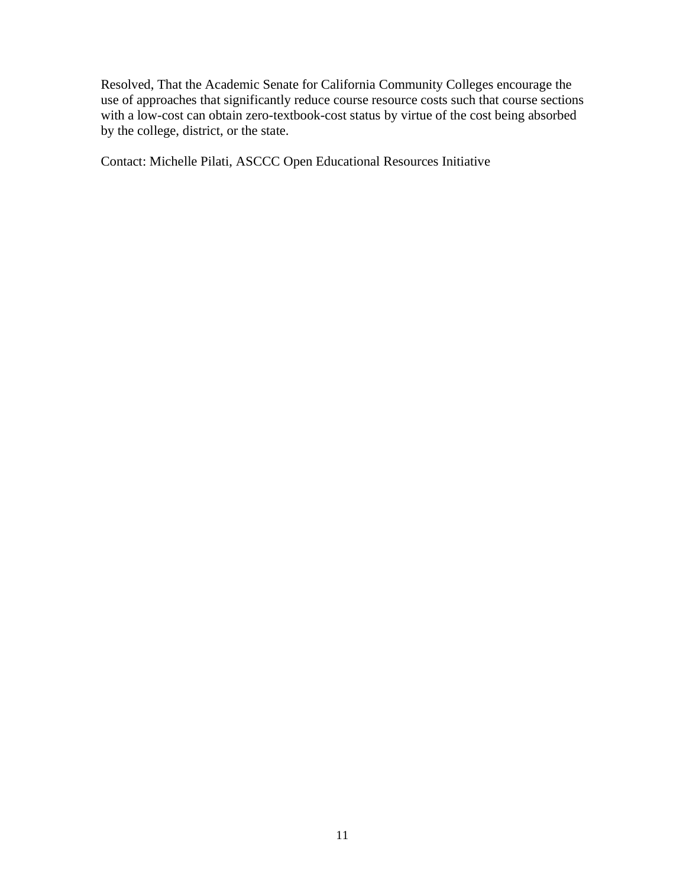Resolved, That the Academic Senate for California Community Colleges encourage the use of approaches that significantly reduce course resource costs such that course sections with a low-cost can obtain zero-textbook-cost status by virtue of the cost being absorbed by the college, district, or the state.

Contact: Michelle Pilati, ASCCC Open Educational Resources Initiative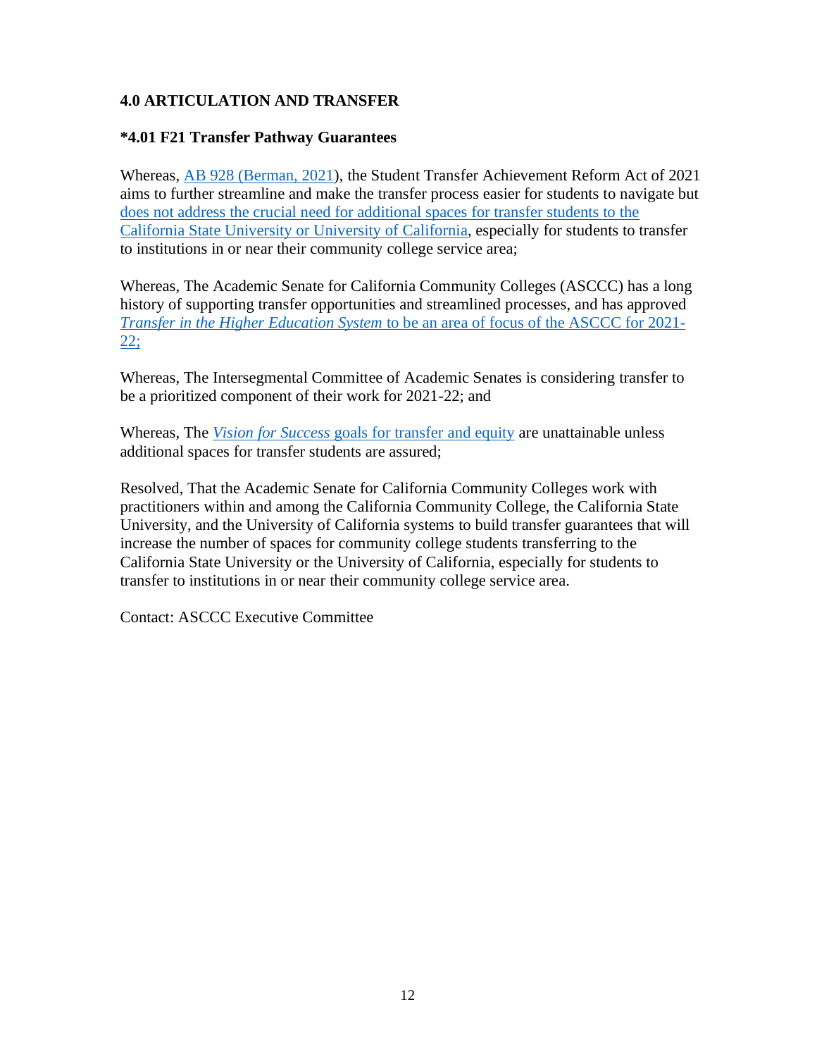## 4.0 ARTICULATION AND TRANSFER

### *4.01 F21 Transfer Pathway Guarantees

Whereas, AB 928 (Berman, 2021), the Student Transfer Achievement Reform Act of 2021 aims to further streamline and make the transfer process easier for students to navigate but does not address the crucial need for additional spaces for transfer students to the California State University or University of California, especially for students to transfer to institutions in or near their community college service area;

Whereas, The Academic Senate for California Community Colleges (ASCCC) has a long history of supporting transfer opportunities and streamlined processes, and has approved *Transfer in the Higher Education System* to be an area of focus of the ASCCC for 2021-22;

Whereas, The Intersegmental Committee of Academic Senates is considering transfer to be a prioritized component of their work for 2021-22; and

Whereas, The *Vision for Success* goals for transfer and equity are unattainable unless additional spaces for transfer students are assured;

Resolved, That the Academic Senate for California Community Colleges work with practitioners within and among the California Community College, the California State University, and the University of California systems to build transfer guarantees that will increase the number of spaces for community college students transferring to the California State University or the University of California, especially for students to transfer to institutions in or near their community college service area.

Contact: ASCCC Executive Committee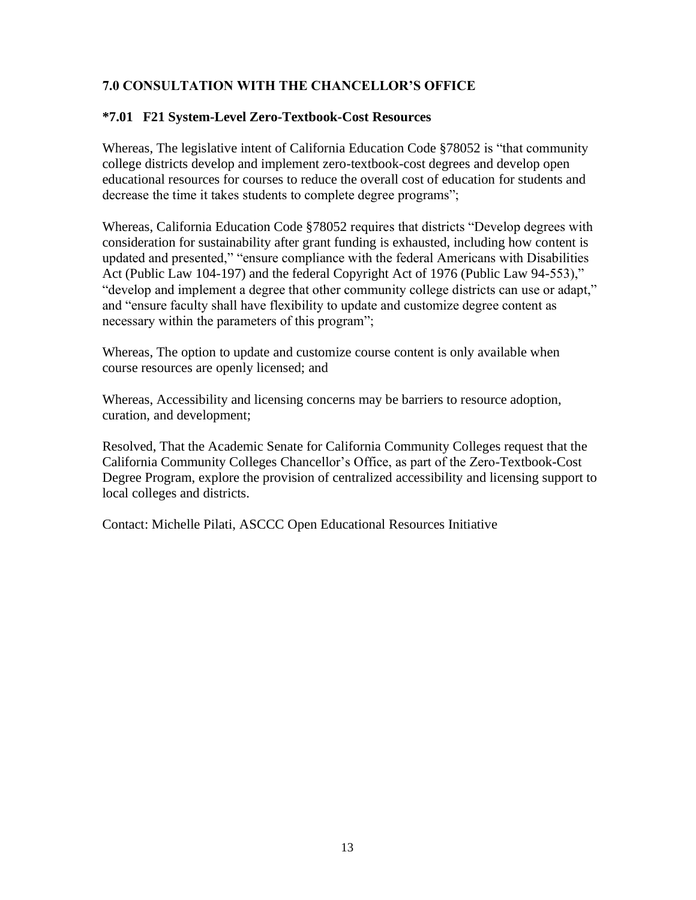## 7.0 CONSULTATION WITH THE CHANCELLOR'S OFFICE

### *7.01 F21 System-Level Zero-Textbook-Cost Resources

Whereas, The legislative intent of California Education Code §78052 is "that community college districts develop and implement zero-textbook-cost degrees and develop open educational resources for courses to reduce the overall cost of education for students and decrease the time it takes students to complete degree programs";

Whereas, California Education Code §78052 requires that districts "Develop degrees with consideration for sustainability after grant funding is exhausted, including how content is updated and presented," "ensure compliance with the federal Americans with Disabilities Act (Public Law 104-197) and the federal Copyright Act of 1976 (Public Law 94-553)," "develop and implement a degree that other community college districts can use or adapt," and "ensure faculty shall have flexibility to update and customize degree content as necessary within the parameters of this program";

Whereas, The option to update and customize course content is only available when course resources are openly licensed; and

Whereas, Accessibility and licensing concerns may be barriers to resource adoption, curation, and development;

Resolved, That the Academic Senate for California Community Colleges request that the California Community Colleges Chancellor's Office, as part of the Zero-Textbook-Cost Degree Program, explore the provision of centralized accessibility and licensing support to local colleges and districts.

Contact: Michelle Pilati, ASCCC Open Educational Resources Initiative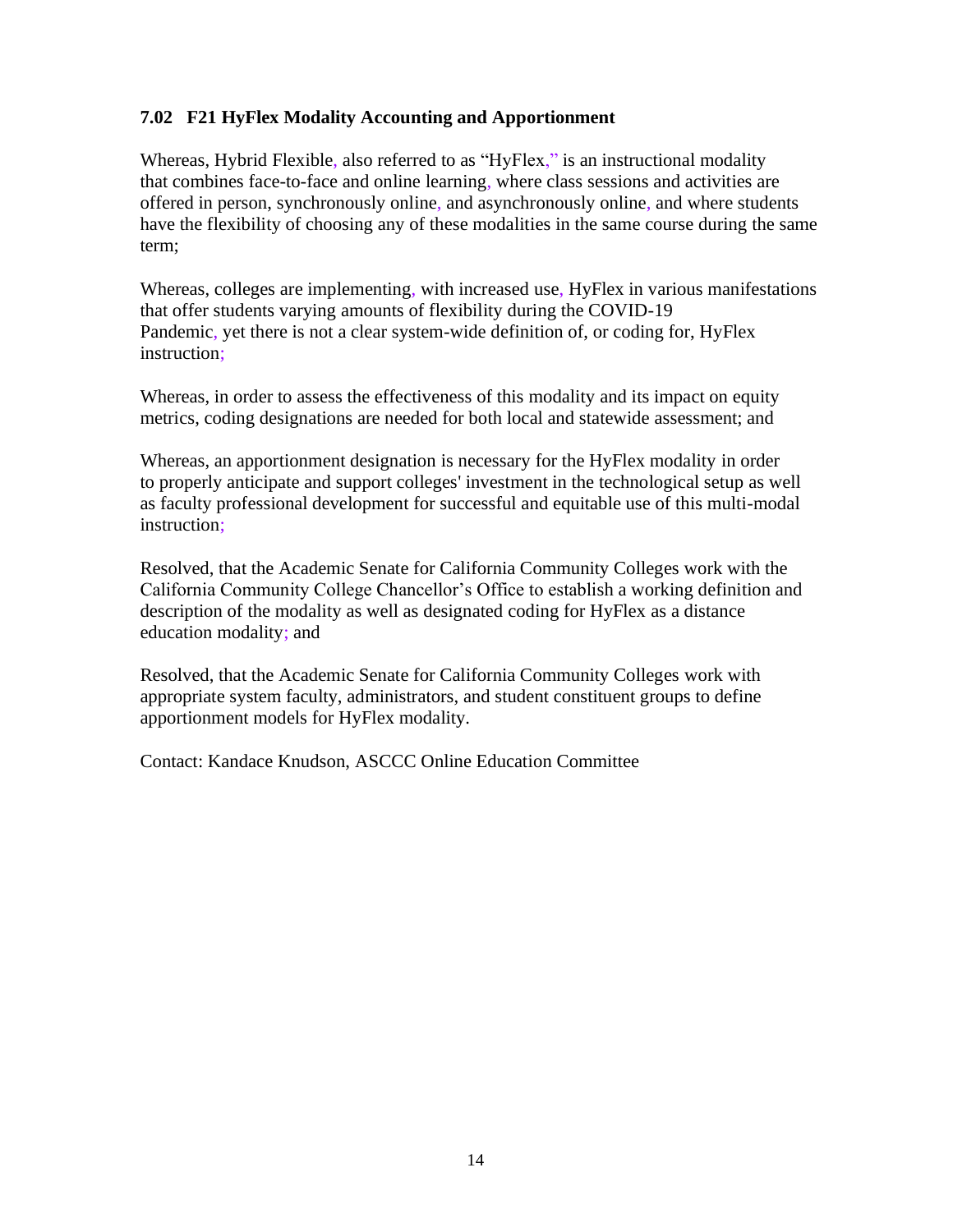### 7.02 F21 HyFlex Modality Accounting and Apportionment

Whereas, Hybrid Flexible, also referred to as "HyFlex," is an instructional modality that combines face-to-face and online learning, where class sessions and activities are offered in person, synchronously online, and asynchronously online, and where students have the flexibility of choosing any of these modalities in the same course during the same term;

Whereas, colleges are implementing, with increased use, HyFlex in various manifestations that offer students varying amounts of flexibility during the COVID-19 Pandemic, yet there is not a clear system-wide definition of, or coding for, HyFlex instruction;

Whereas, in order to assess the effectiveness of this modality and its impact on equity metrics, coding designations are needed for both local and statewide assessment; and

Whereas, an apportionment designation is necessary for the HyFlex modality in order to properly anticipate and support colleges' investment in the technological setup as well as faculty professional development for successful and equitable use of this multi-modal instruction;

Resolved, that the Academic Senate for California Community Colleges work with the California Community College Chancellor's Office to establish a working definition and description of the modality as well as designated coding for HyFlex as a distance education modality; and

Resolved, that the Academic Senate for California Community Colleges work with appropriate system faculty, administrators, and student constituent groups to define apportionment models for HyFlex modality.

Contact: Kandace Knudson, ASCCC Online Education Committee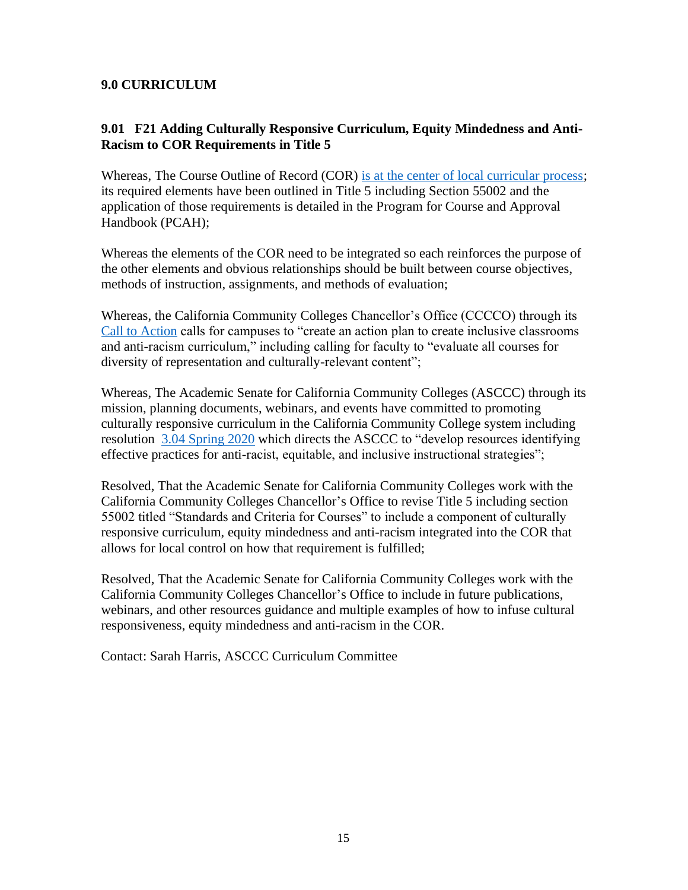## 9.0 CURRICULUM

### 9.01 F21 Adding Culturally Responsive Curriculum, Equity Mindedness and Anti-Racism to COR Requirements in Title 5

Whereas, The Course Outline of Record (COR) is at the center of local curricular process; its required elements have been outlined in Title 5 including Section 55002 and the application of those requirements is detailed in the Program for Course and Approval Handbook (PCAH);

Whereas the elements of the COR need to be integrated so each reinforces the purpose of the other elements and obvious relationships should be built between course objectives, methods of instruction, assignments, and methods of evaluation;

Whereas, the California Community Colleges Chancellor's Office (CCCCO) through its Call to Action calls for campuses to "create an action plan to create inclusive classrooms and anti-racism curriculum," including calling for faculty to "evaluate all courses for diversity of representation and culturally-relevant content";

Whereas, The Academic Senate for California Community Colleges (ASCCC) through its mission, planning documents, webinars, and events have committed to promoting culturally responsive curriculum in the California Community College system including resolution 3.04 Spring 2020 which directs the ASCCC to "develop resources identifying effective practices for anti-racist, equitable, and inclusive instructional strategies";

Resolved, That the Academic Senate for California Community Colleges work with the California Community Colleges Chancellor's Office to revise Title 5 including section 55002 titled "Standards and Criteria for Courses" to include a component of culturally responsive curriculum, equity mindedness and anti-racism integrated into the COR that allows for local control on how that requirement is fulfilled;

Resolved, That the Academic Senate for California Community Colleges work with the California Community Colleges Chancellor's Office to include in future publications, webinars, and other resources guidance and multiple examples of how to infuse cultural responsiveness, equity mindedness and anti-racism in the COR.

Contact: Sarah Harris, ASCCC Curriculum Committee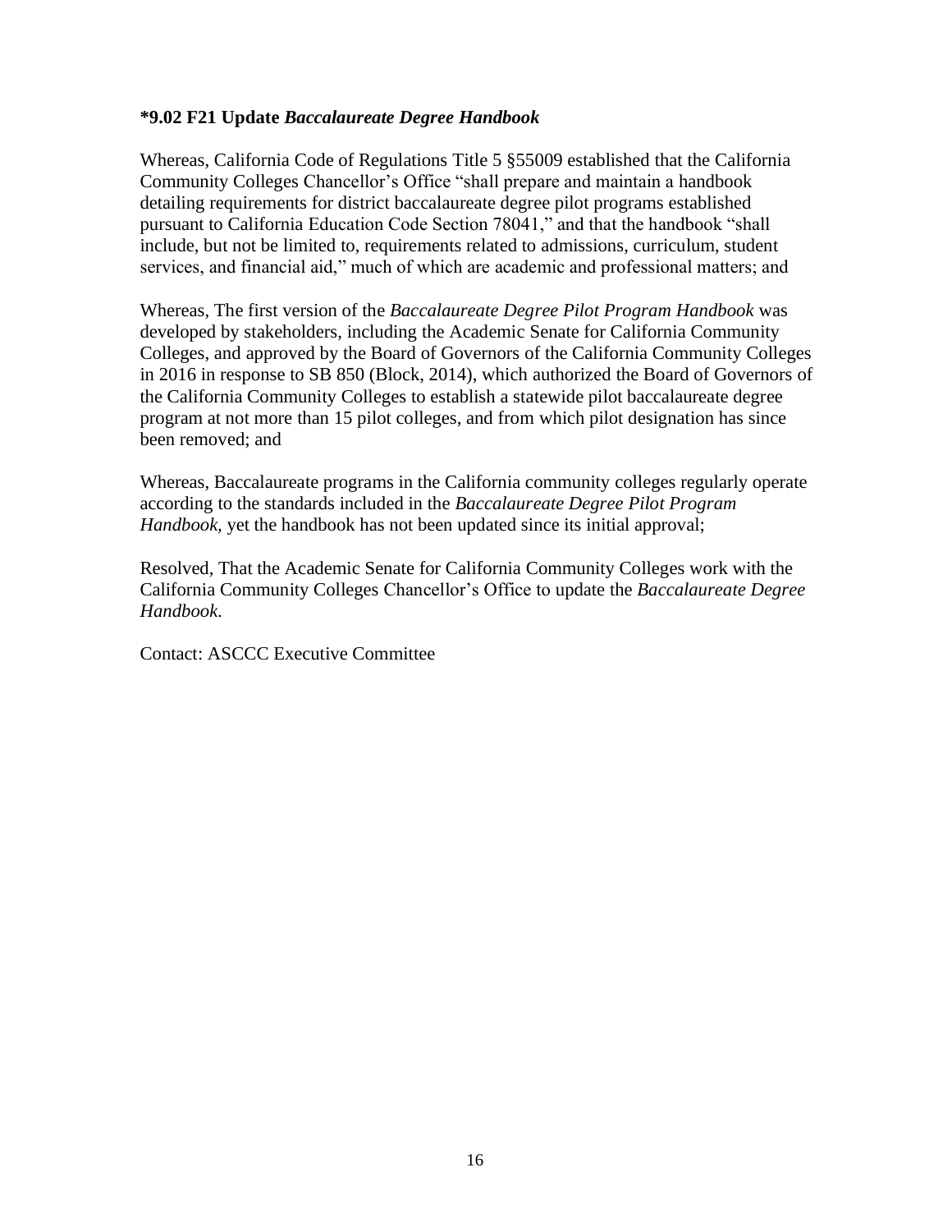**\*9.02 F21 Update *Baccalaureate Degree Handbook***

Whereas, California Code of Regulations Title 5 §55009 established that the California Community Colleges Chancellor's Office "shall prepare and maintain a handbook detailing requirements for district baccalaureate degree pilot programs established pursuant to California Education Code Section 78041," and that the handbook "shall include, but not be limited to, requirements related to admissions, curriculum, student services, and financial aid," much of which are academic and professional matters; and

Whereas, The first version of the *Baccalaureate Degree Pilot Program Handbook* was developed by stakeholders, including the Academic Senate for California Community Colleges, and approved by the Board of Governors of the California Community Colleges in 2016 in response to SB 850 (Block, 2014), which authorized the Board of Governors of the California Community Colleges to establish a statewide pilot baccalaureate degree program at not more than 15 pilot colleges, and from which pilot designation has since been removed; and

Whereas, Baccalaureate programs in the California community colleges regularly operate according to the standards included in the *Baccalaureate Degree Pilot Program Handbook*, yet the handbook has not been updated since its initial approval;

Resolved, That the Academic Senate for California Community Colleges work with the California Community Colleges Chancellor's Office to update the *Baccalaureate Degree Handbook*.

Contact: ASCCC Executive Committee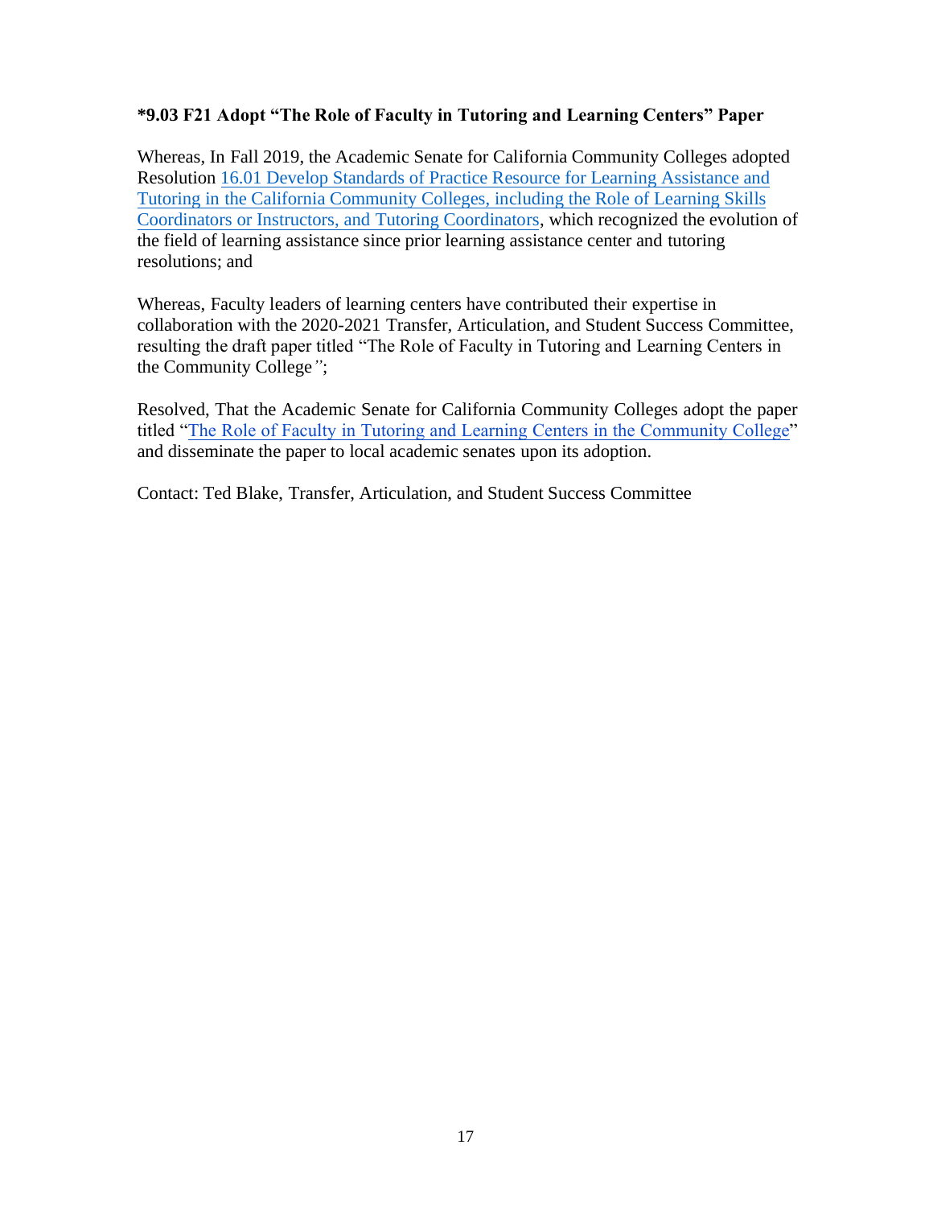**\*9.03 F21 Adopt "The Role of Faculty in Tutoring and Learning Centers" Paper**

Whereas, In Fall 2019, the Academic Senate for California Community Colleges adopted Resolution 16.01 Develop Standards of Practice Resource for Learning Assistance and Tutoring in the California Community Colleges, including the Role of Learning Skills Coordinators or Instructors, and Tutoring Coordinators, which recognized the evolution of the field of learning assistance since prior learning assistance center and tutoring resolutions; and

Whereas, Faculty leaders of learning centers have contributed their expertise in collaboration with the 2020-2021 Transfer, Articulation, and Student Success Committee, resulting the draft paper titled "The Role of Faculty in Tutoring and Learning Centers in the Community College";

Resolved, That the Academic Senate for California Community Colleges adopt the paper titled "The Role of Faculty in Tutoring and Learning Centers in the Community College" and disseminate the paper to local academic senates upon its adoption.

Contact: Ted Blake, Transfer, Articulation, and Student Success Committee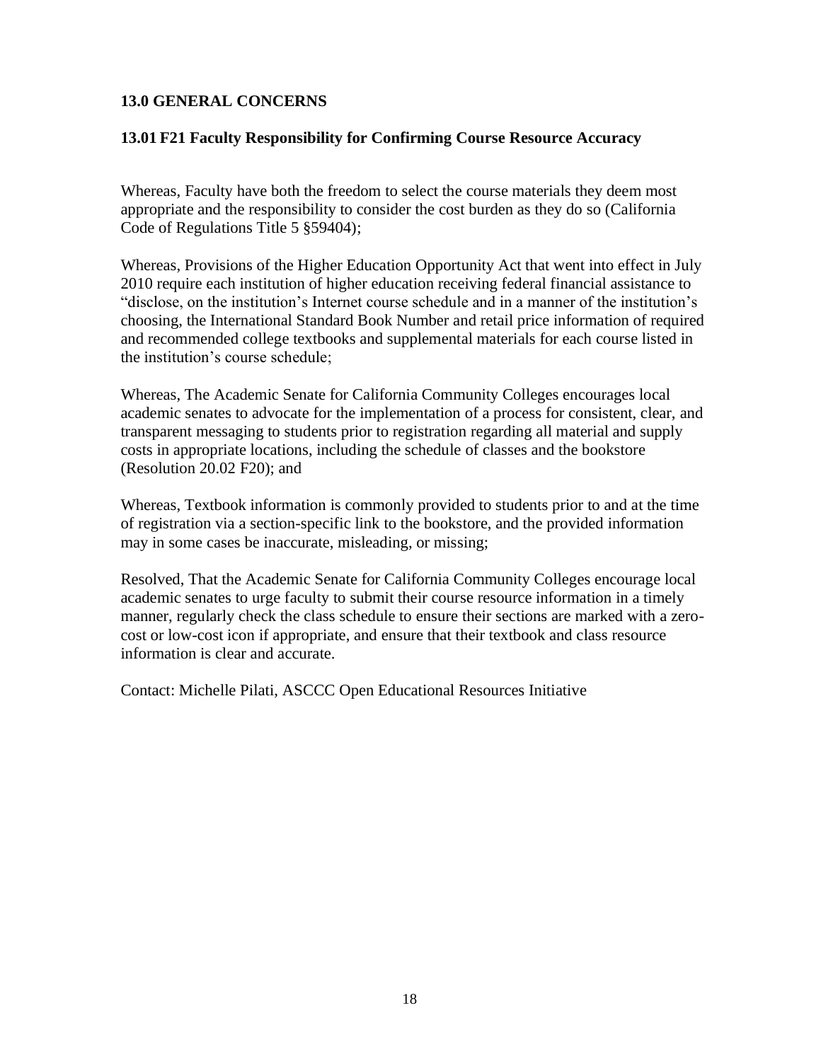## 13.0 GENERAL CONCERNS

### 13.01 F21 Faculty Responsibility for Confirming Course Resource Accuracy

Whereas, Faculty have both the freedom to select the course materials they deem most appropriate and the responsibility to consider the cost burden as they do so (California Code of Regulations Title 5 §59404);

Whereas, Provisions of the Higher Education Opportunity Act that went into effect in July 2010 require each institution of higher education receiving federal financial assistance to "disclose, on the institution's Internet course schedule and in a manner of the institution's choosing, the International Standard Book Number and retail price information of required and recommended college textbooks and supplemental materials for each course listed in the institution's course schedule;

Whereas, The Academic Senate for California Community Colleges encourages local academic senates to advocate for the implementation of a process for consistent, clear, and transparent messaging to students prior to registration regarding all material and supply costs in appropriate locations, including the schedule of classes and the bookstore (Resolution 20.02 F20); and

Whereas, Textbook information is commonly provided to students prior to and at the time of registration via a section-specific link to the bookstore, and the provided information may in some cases be inaccurate, misleading, or missing;

Resolved, That the Academic Senate for California Community Colleges encourage local academic senates to urge faculty to submit their course resource information in a timely manner, regularly check the class schedule to ensure their sections are marked with a zero-cost or low-cost icon if appropriate, and ensure that their textbook and class resource information is clear and accurate.

Contact: Michelle Pilati, ASCCC Open Educational Resources Initiative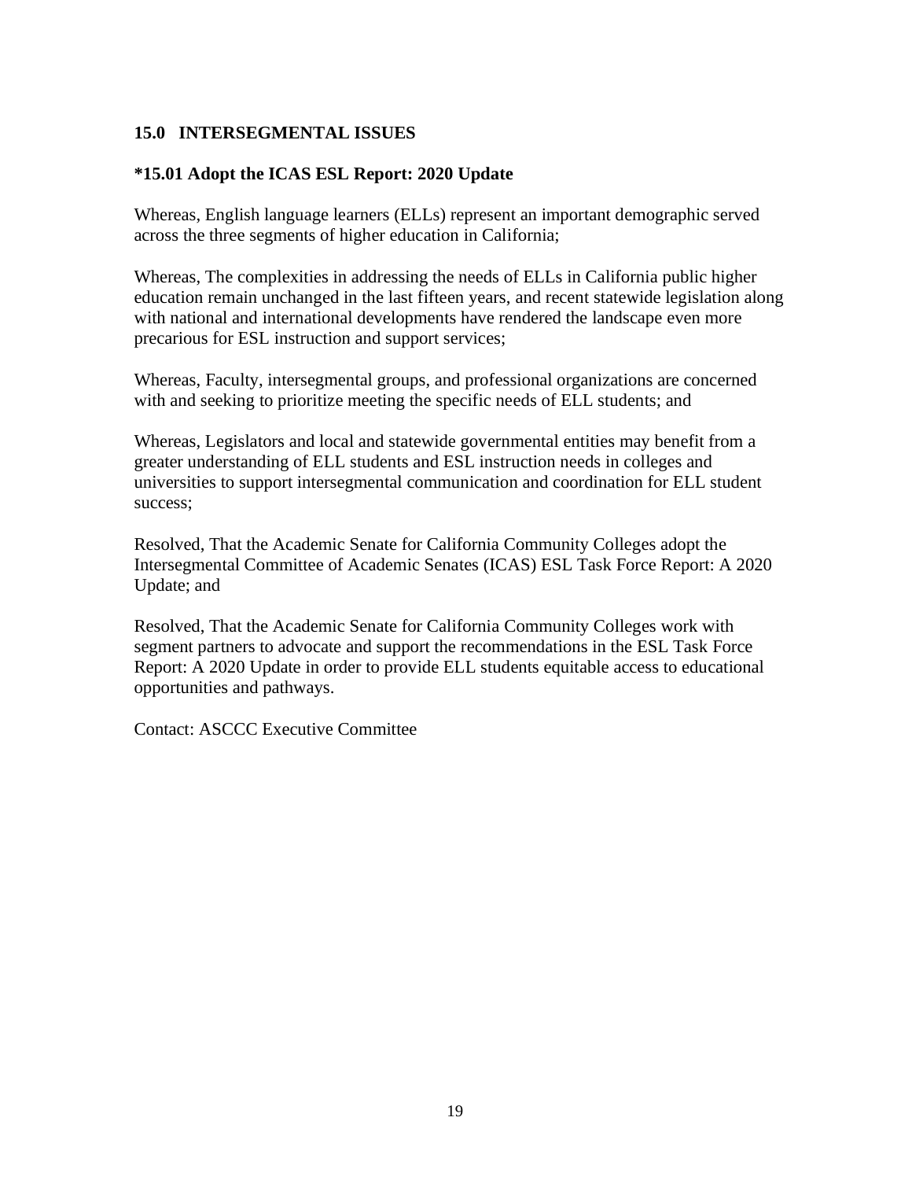## 15.0 INTERSEGMENTAL ISSUES

### *15.01 Adopt the ICAS ESL Report: 2020 Update

Whereas, English language learners (ELLs) represent an important demographic served across the three segments of higher education in California;

Whereas, The complexities in addressing the needs of ELLs in California public higher education remain unchanged in the last fifteen years, and recent statewide legislation along with national and international developments have rendered the landscape even more precarious for ESL instruction and support services;

Whereas, Faculty, intersegmental groups, and professional organizations are concerned with and seeking to prioritize meeting the specific needs of ELL students; and

Whereas, Legislators and local and statewide governmental entities may benefit from a greater understanding of ELL students and ESL instruction needs in colleges and universities to support intersegmental communication and coordination for ELL student success;

Resolved, That the Academic Senate for California Community Colleges adopt the Intersegmental Committee of Academic Senates (ICAS) ESL Task Force Report: A 2020 Update; and

Resolved, That the Academic Senate for California Community Colleges work with segment partners to advocate and support the recommendations in the ESL Task Force Report: A 2020 Update in order to provide ELL students equitable access to educational opportunities and pathways.

Contact: ASCCC Executive Committee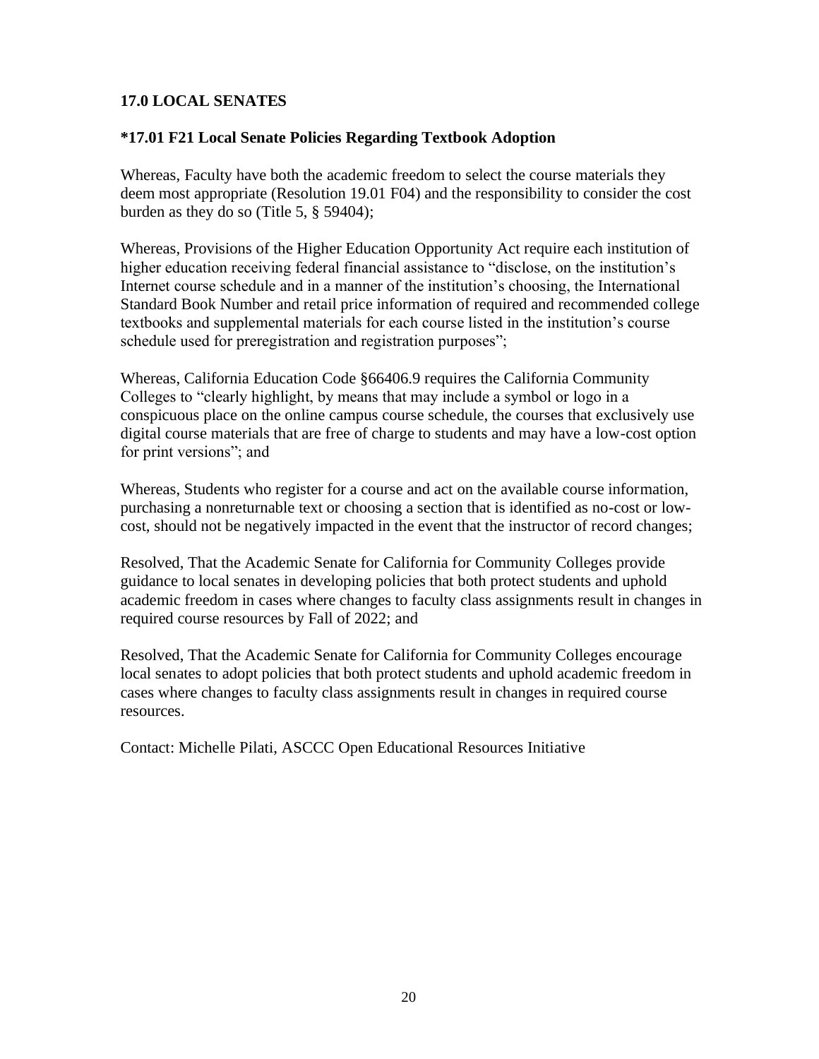## 17.0 LOCAL SENATES

### *17.01 F21 Local Senate Policies Regarding Textbook Adoption

Whereas, Faculty have both the academic freedom to select the course materials they deem most appropriate (Resolution 19.01 F04) and the responsibility to consider the cost burden as they do so (Title 5, § 59404);

Whereas, Provisions of the Higher Education Opportunity Act require each institution of higher education receiving federal financial assistance to "disclose, on the institution's Internet course schedule and in a manner of the institution's choosing, the International Standard Book Number and retail price information of required and recommended college textbooks and supplemental materials for each course listed in the institution's course schedule used for preregistration and registration purposes";

Whereas, California Education Code §66406.9 requires the California Community Colleges to "clearly highlight, by means that may include a symbol or logo in a conspicuous place on the online campus course schedule, the courses that exclusively use digital course materials that are free of charge to students and may have a low-cost option for print versions"; and

Whereas, Students who register for a course and act on the available course information, purchasing a nonreturnable text or choosing a section that is identified as no-cost or low-cost, should not be negatively impacted in the event that the instructor of record changes;

Resolved, That the Academic Senate for California for Community Colleges provide guidance to local senates in developing policies that both protect students and uphold academic freedom in cases where changes to faculty class assignments result in changes in required course resources by Fall of 2022; and

Resolved, That the Academic Senate for California for Community Colleges encourage local senates to adopt policies that both protect students and uphold academic freedom in cases where changes to faculty class assignments result in changes in required course resources.

Contact: Michelle Pilati, ASCCC Open Educational Resources Initiative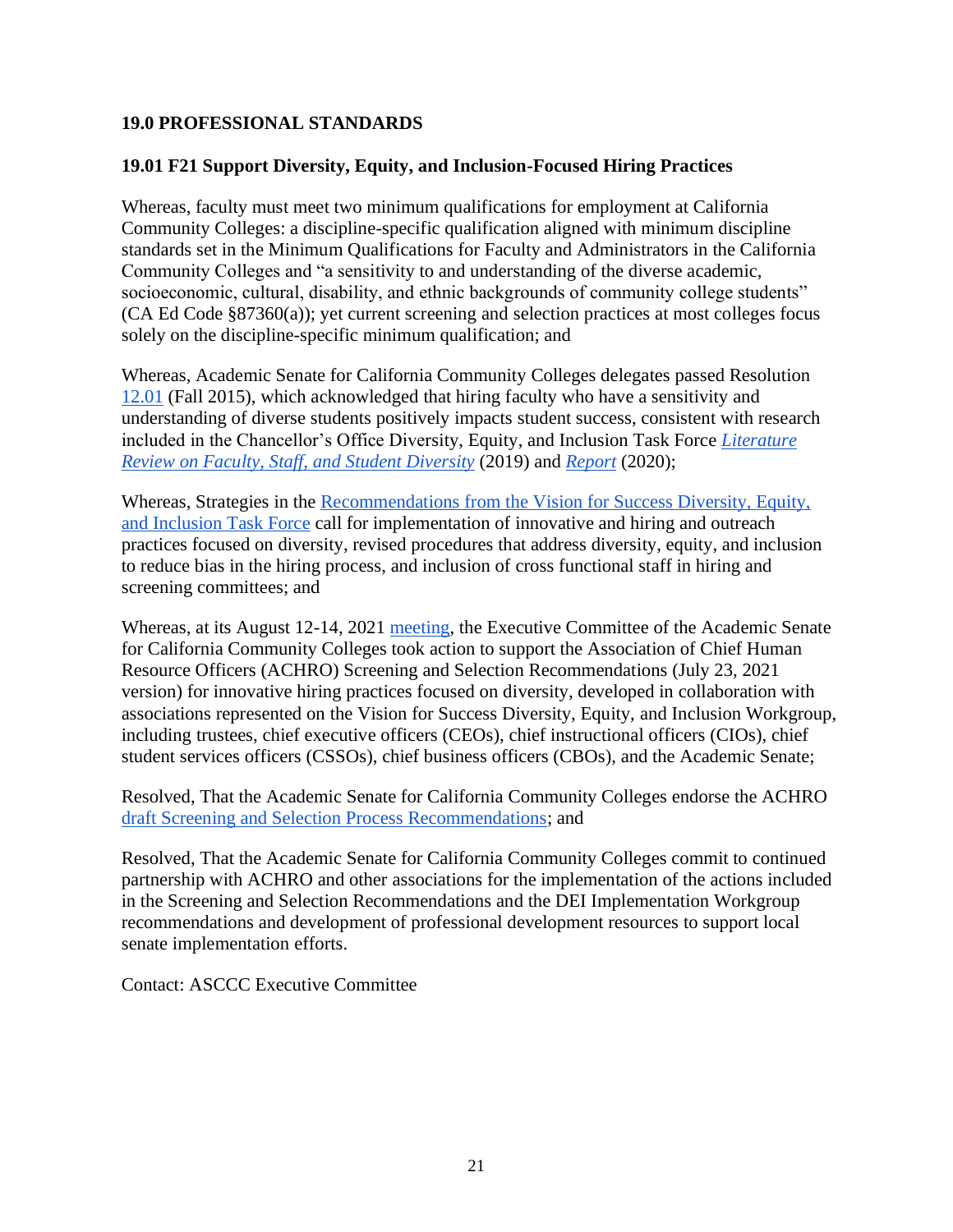## 19.0 PROFESSIONAL STANDARDS

### 19.01 F21 Support Diversity, Equity, and Inclusion-Focused Hiring Practices

Whereas, faculty must meet two minimum qualifications for employment at California Community Colleges: a discipline-specific qualification aligned with minimum discipline standards set in the Minimum Qualifications for Faculty and Administrators in the California Community Colleges and "a sensitivity to and understanding of the diverse academic, socioeconomic, cultural, disability, and ethnic backgrounds of community college students" (CA Ed Code §87360(a)); yet current screening and selection practices at most colleges focus solely on the discipline-specific minimum qualification; and

Whereas, Academic Senate for California Community Colleges delegates passed Resolution 12.01 (Fall 2015), which acknowledged that hiring faculty who have a sensitivity and understanding of diverse students positively impacts student success, consistent with research included in the Chancellor's Office Diversity, Equity, and Inclusion Task Force *Literature Review on Faculty, Staff, and Student Diversity* (2019) and *Report* (2020);

Whereas, Strategies in the Recommendations from the Vision for Success Diversity, Equity, and Inclusion Task Force call for implementation of innovative and hiring and outreach practices focused on diversity, revised procedures that address diversity, equity, and inclusion to reduce bias in the hiring process, and inclusion of cross functional staff in hiring and screening committees; and

Whereas, at its August 12-14, 2021 meeting, the Executive Committee of the Academic Senate for California Community Colleges took action to support the Association of Chief Human Resource Officers (ACHRO) Screening and Selection Recommendations (July 23, 2021 version) for innovative hiring practices focused on diversity, developed in collaboration with associations represented on the Vision for Success Diversity, Equity, and Inclusion Workgroup, including trustees, chief executive officers (CEOs), chief instructional officers (CIOs), chief student services officers (CSSOs), chief business officers (CBOs), and the Academic Senate;

Resolved, That the Academic Senate for California Community Colleges endorse the ACHRO draft Screening and Selection Process Recommendations; and

Resolved, That the Academic Senate for California Community Colleges commit to continued partnership with ACHRO and other associations for the implementation of the actions included in the Screening and Selection Recommendations and the DEI Implementation Workgroup recommendations and development of professional development resources to support local senate implementation efforts.

Contact: ASCCC Executive Committee